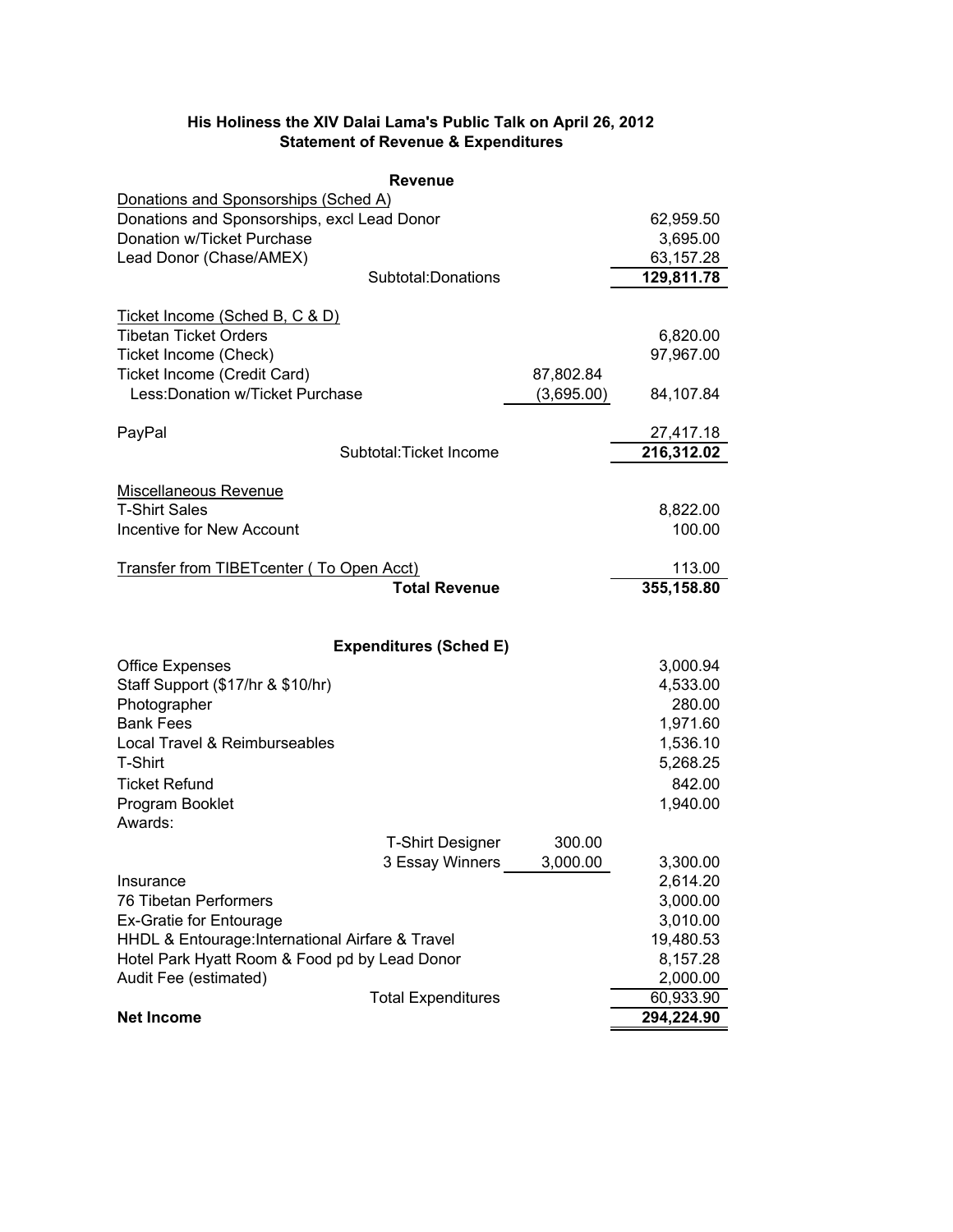## His Holiness the XIV Dalai Lama's Public Talk on April 26, 2012
## Statement of Revenue & Expenditures

| Revenue | | |
|---|---|---|
| Donations and Sponsorships (Sched A) | | |
| Donations and Sponsorships, excl Lead Donor | | 62,959.50 |
| Donation w/Ticket Purchase | | 3,695.00 |
| Lead Donor (Chase/AMEX) | | 63,157.28 |
| Subtotal:Donations | | **129,811.78** |
| | | |
| Ticket Income (Sched B, C & D) | | |
| Tibetan Ticket Orders | | 6,820.00 |
| Ticket Income (Check) | | 97,967.00 |
| Ticket Income (Credit Card) | 87,802.84 | |
| Less:Donation w/Ticket Purchase | (3,695.00) | 84,107.84 |
| | | |
| PayPal | | 27,417.18 |
| Subtotal:Ticket Income | | **216,312.02** |
| | | |
| Miscellaneous Revenue | | |
| T-Shirt Sales | | 8,822.00 |
| Incentive for New Account | | 100.00 |
| | | |
| Transfer from TIBETcenter ( To Open Acct) | | 113.00 |
| **Total Revenue** | | **355,158.80** |

| Expenditures (Sched E) | | |
|---|---|---|
| Office Expenses | | 3,000.94 |
| Staff Support ($17/hr & $10/hr) | | 4,533.00 |
| Photographer | | 280.00 |
| Bank Fees | | 1,971.60 |
| Local Travel & Reimburseables | | 1,536.10 |
| T-Shirt | | 5,268.25 |
| Ticket Refund | | 842.00 |
| Program Booklet | | 1,940.00 |
| Awards: | | |
| T-Shirt Designer | 300.00 | |
| 3 Essay Winners | 3,000.00 | 3,300.00 |
| Insurance | | 2,614.20 |
| 76 Tibetan Performers | | 3,000.00 |
| Ex-Gratie for Entourage | | 3,010.00 |
| HHDL & Entourage:International Airfare & Travel | | 19,480.53 |
| Hotel Park Hyatt Room & Food pd by Lead Donor | | 8,157.28 |
| Audit Fee (estimated) | | 2,000.00 |
| Total Expenditures | | 60,933.90 |
| **Net Income** | | **294,224.90** |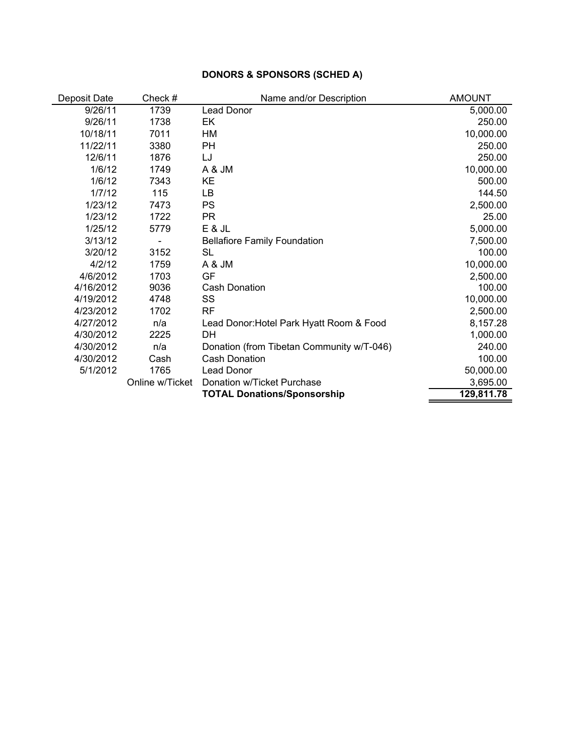## DONORS & SPONSORS (SCHED A)

| Deposit Date | Check # | Name and/or Description | AMOUNT |
|---|---|---|---|
| 9/26/11 | 1739 | Lead Donor | 5,000.00 |
| 9/26/11 | 1738 | EK | 250.00 |
| 10/18/11 | 7011 | HM | 10,000.00 |
| 11/22/11 | 3380 | PH | 250.00 |
| 12/6/11 | 1876 | LJ | 250.00 |
| 1/6/12 | 1749 | A & JM | 10,000.00 |
| 1/6/12 | 7343 | KE | 500.00 |
| 1/7/12 | 115 | LB | 144.50 |
| 1/23/12 | 7473 | PS | 2,500.00 |
| 1/23/12 | 1722 | PR | 25.00 |
| 1/25/12 | 5779 | E & JL | 5,000.00 |
| 3/13/12 | - | Bellafiore Family Foundation | 7,500.00 |
| 3/20/12 | 3152 | SL | 100.00 |
| 4/2/12 | 1759 | A & JM | 10,000.00 |
| 4/6/2012 | 1703 | GF | 2,500.00 |
| 4/16/2012 | 9036 | Cash Donation | 100.00 |
| 4/19/2012 | 4748 | SS | 10,000.00 |
| 4/23/2012 | 1702 | RF | 2,500.00 |
| 4/27/2012 | n/a | Lead Donor:Hotel Park Hyatt Room & Food | 8,157.28 |
| 4/30/2012 | 2225 | DH | 1,000.00 |
| 4/30/2012 | n/a | Donation (from Tibetan Community w/T-046) | 240.00 |
| 4/30/2012 | Cash | Cash Donation | 100.00 |
| 5/1/2012 | 1765 | Lead Donor | 50,000.00 |
| | Online w/Ticket | Donation w/Ticket Purchase | 3,695.00 |
| | | **TOTAL Donations/Sponsorship** | **129,811.78** |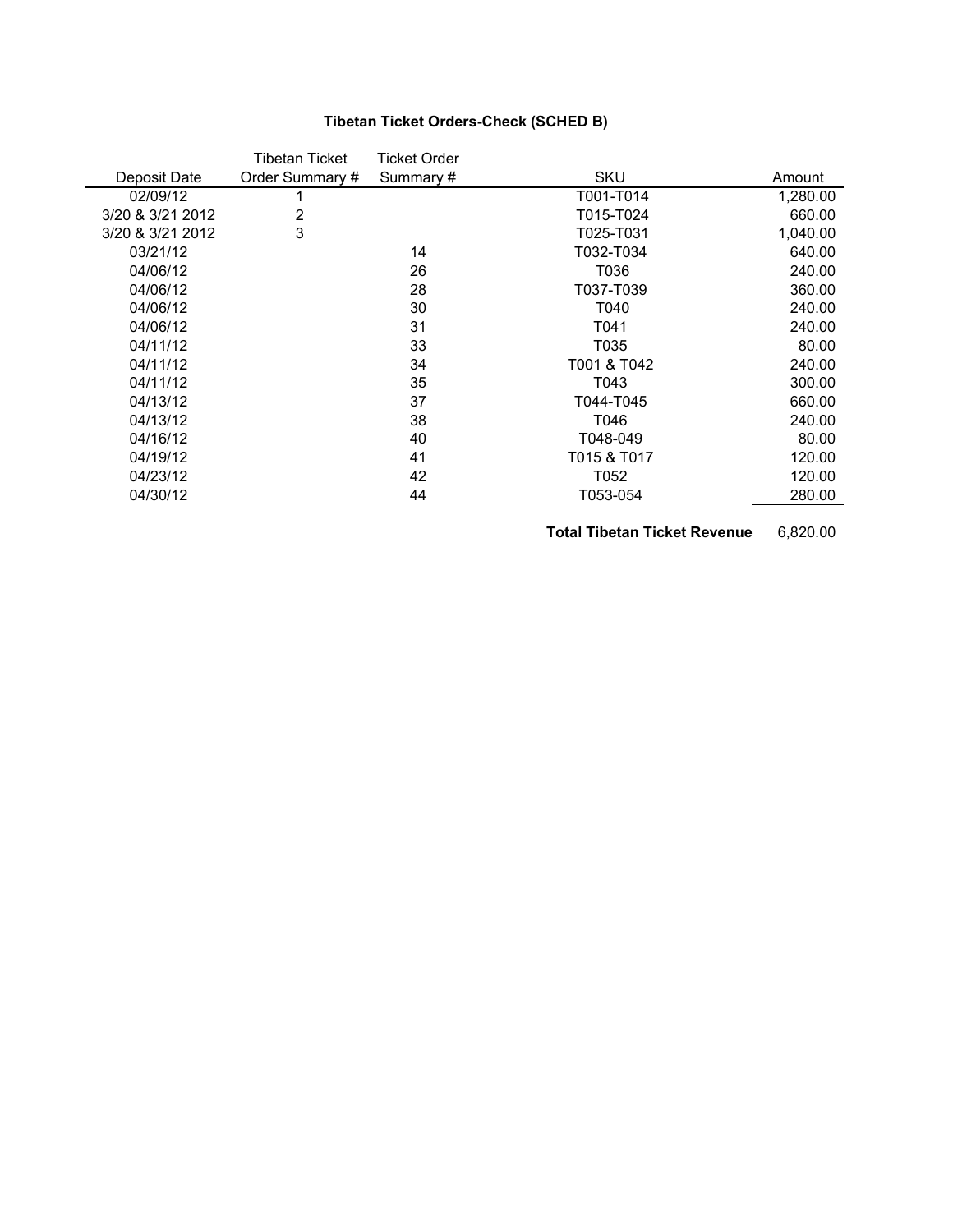**Tibetan Ticket Orders-Check (SCHED B)**

| Deposit Date | Tibetan Ticket Order Summary # | Ticket Order Summary # | SKU | Amount |
|---|---|---|---|---|
| 02/09/12 | 1 | | T001-T014 | 1,280.00 |
| 3/20 & 3/21 2012 | 2 | | T015-T024 | 660.00 |
| 3/20 & 3/21 2012 | 3 | | T025-T031 | 1,040.00 |
| 03/21/12 | | 14 | T032-T034 | 640.00 |
| 04/06/12 | | 26 | T036 | 240.00 |
| 04/06/12 | | 28 | T037-T039 | 360.00 |
| 04/06/12 | | 30 | T040 | 240.00 |
| 04/06/12 | | 31 | T041 | 240.00 |
| 04/11/12 | | 33 | T035 | 80.00 |
| 04/11/12 | | 34 | T001 & T042 | 240.00 |
| 04/11/12 | | 35 | T043 | 300.00 |
| 04/13/12 | | 37 | T044-T045 | 660.00 |
| 04/13/12 | | 38 | T046 | 240.00 |
| 04/16/12 | | 40 | T048-049 | 80.00 |
| 04/19/12 | | 41 | T015 & T017 | 120.00 |
| 04/23/12 | | 42 | T052 | 120.00 |
| 04/30/12 | | 44 | T053-054 | 280.00 |
| | | | **Total Tibetan Ticket Revenue** | 6,820.00 |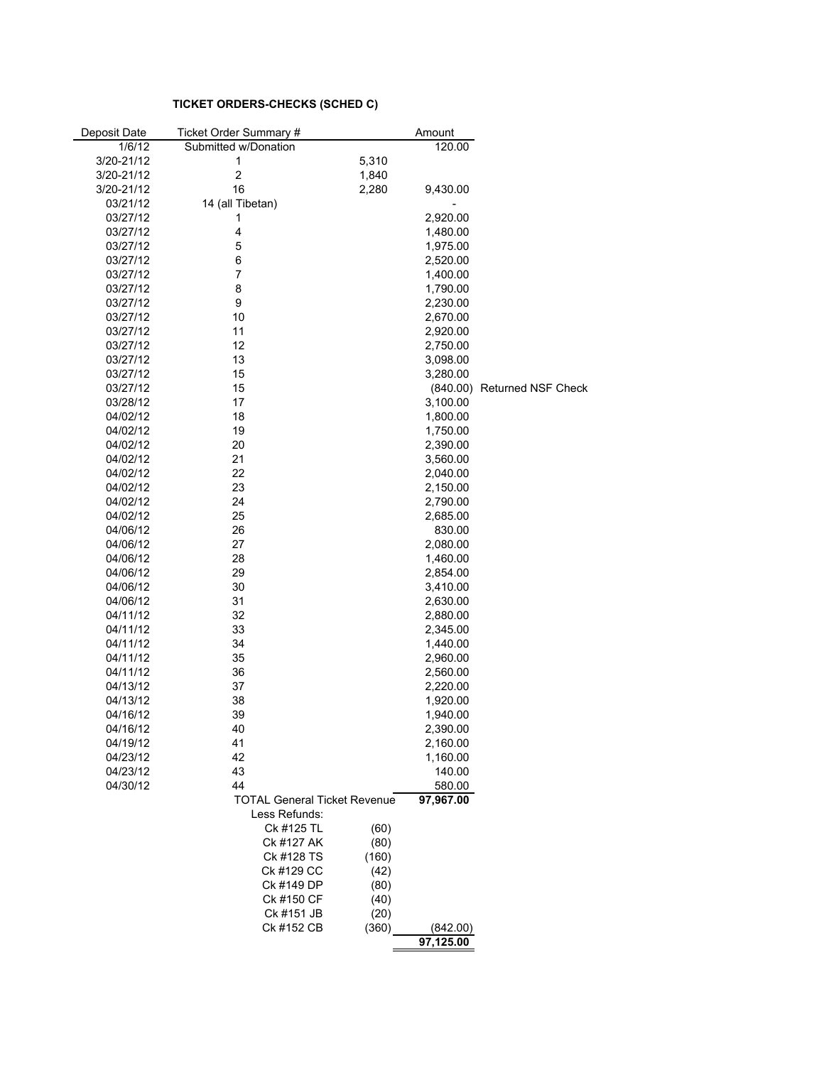**TICKET ORDERS-CHECKS (SCHED C)**

| Deposit Date | Ticket Order Summary # | | Amount | |
|---|---|---|---|---|
| 1/6/12 | Submitted w/Donation | | 120.00 | |
| 3/20-21/12 | 1 | 5,310 | | |
| 3/20-21/12 | 2 | 1,840 | | |
| 3/20-21/12 | 16 | 2,280 | 9,430.00 | |
| 03/21/12 | 14 (all Tibetan) | | - | |
| 03/27/12 | 1 | | 2,920.00 | |
| 03/27/12 | 4 | | 1,480.00 | |
| 03/27/12 | 5 | | 1,975.00 | |
| 03/27/12 | 6 | | 2,520.00 | |
| 03/27/12 | 7 | | 1,400.00 | |
| 03/27/12 | 8 | | 1,790.00 | |
| 03/27/12 | 9 | | 2,230.00 | |
| 03/27/12 | 10 | | 2,670.00 | |
| 03/27/12 | 11 | | 2,920.00 | |
| 03/27/12 | 12 | | 2,750.00 | |
| 03/27/12 | 13 | | 3,098.00 | |
| 03/27/12 | 15 | | 3,280.00 | |
| 03/27/12 | 15 | | (840.00) | Returned NSF Check |
| 03/28/12 | 17 | | 3,100.00 | |
| 04/02/12 | 18 | | 1,800.00 | |
| 04/02/12 | 19 | | 1,750.00 | |
| 04/02/12 | 20 | | 2,390.00 | |
| 04/02/12 | 21 | | 3,560.00 | |
| 04/02/12 | 22 | | 2,040.00 | |
| 04/02/12 | 23 | | 2,150.00 | |
| 04/02/12 | 24 | | 2,790.00 | |
| 04/02/12 | 25 | | 2,685.00 | |
| 04/06/12 | 26 | | 830.00 | |
| 04/06/12 | 27 | | 2,080.00 | |
| 04/06/12 | 28 | | 1,460.00 | |
| 04/06/12 | 29 | | 2,854.00 | |
| 04/06/12 | 30 | | 3,410.00 | |
| 04/06/12 | 31 | | 2,630.00 | |
| 04/11/12 | 32 | | 2,880.00 | |
| 04/11/12 | 33 | | 2,345.00 | |
| 04/11/12 | 34 | | 1,440.00 | |
| 04/11/12 | 35 | | 2,960.00 | |
| 04/11/12 | 36 | | 2,560.00 | |
| 04/13/12 | 37 | | 2,220.00 | |
| 04/13/12 | 38 | | 1,920.00 | |
| 04/16/12 | 39 | | 1,940.00 | |
| 04/16/12 | 40 | | 2,390.00 | |
| 04/19/12 | 41 | | 2,160.00 | |
| 04/23/12 | 42 | | 1,160.00 | |
| 04/23/12 | 43 | | 140.00 | |
| 04/30/12 | 44 | | 580.00 | |
| | TOTAL General Ticket Revenue | | **97,967.00** | |
| | Less Refunds: | | | |
| | Ck #125 TL | (60) | | |
| | Ck #127 AK | (80) | | |
| | Ck #128 TS | (160) | | |
| | Ck #129 CC | (42) | | |
| | Ck #149 DP | (80) | | |
| | Ck #150 CF | (40) | | |
| | Ck #151 JB | (20) | | |
| | Ck #152 CB | (360) | (842.00) | |
| | | | **97,125.00** | |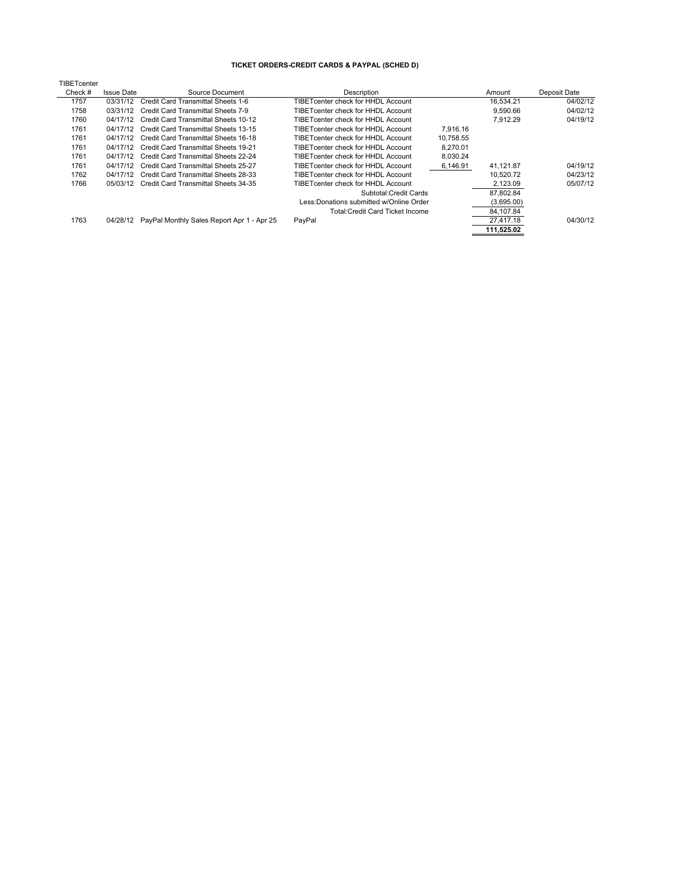**TICKET ORDERS-CREDIT CARDS & PAYPAL (SCHED D)**

| TIBETcenter Check # | Issue Date | Source Document | Description | | Amount | Deposit Date |
|---|---|---|---|---|---|---|
| 1757 | 03/31/12 | Credit Card Transmittal Sheets 1-6 | TIBETcenter check for HHDL Account | | 16,534.21 | 04/02/12 |
| 1758 | 03/31/12 | Credit Card Transmittal Sheets 7-9 | TIBETcenter check for HHDL Account | | 9,590.66 | 04/02/12 |
| 1760 | 04/17/12 | Credit Card Transmittal Sheets 10-12 | TIBETcenter check for HHDL Account | | 7,912.29 | 04/19/12 |
| 1761 | 04/17/12 | Credit Card Transmittal Sheets 13-15 | TIBETcenter check for HHDL Account | 7,916.16 | | |
| 1761 | 04/17/12 | Credit Card Transmittal Sheets 16-18 | TIBETcenter check for HHDL Account | 10,758.55 | | |
| 1761 | 04/17/12 | Credit Card Transmittal Sheets 19-21 | TIBETcenter check for HHDL Account | 8,270.01 | | |
| 1761 | 04/17/12 | Credit Card Transmittal Sheets 22-24 | TIBETcenter check for HHDL Account | 8,030.24 | | |
| 1761 | 04/17/12 | Credit Card Transmittal Sheets 25-27 | TIBETcenter check for HHDL Account | 6,146.91 | 41,121.87 | 04/19/12 |
| 1762 | 04/17/12 | Credit Card Transmittal Sheets 28-33 | TIBETcenter check for HHDL Account | | 10,520.72 | 04/23/12 |
| 1766 | 05/03/12 | Credit Card Transmittal Sheets 34-35 | TIBETcenter check for HHDL Account | | 2,123.09 | 05/07/12 |
| | | | Subtotal:Credit Cards | | 87,802.84 | |
| | | | Less:Donations submitted w/Online Order | | (3,695.00) | |
| | | | Total:Credit Card Ticket Income | | 84,107.84 | |
| 1763 | 04/28/12 | PayPal Monthly Sales Report Apr 1 - Apr 25 | PayPal | | 27,417.18 | 04/30/12 |
| | | | | | **111,525.02** | |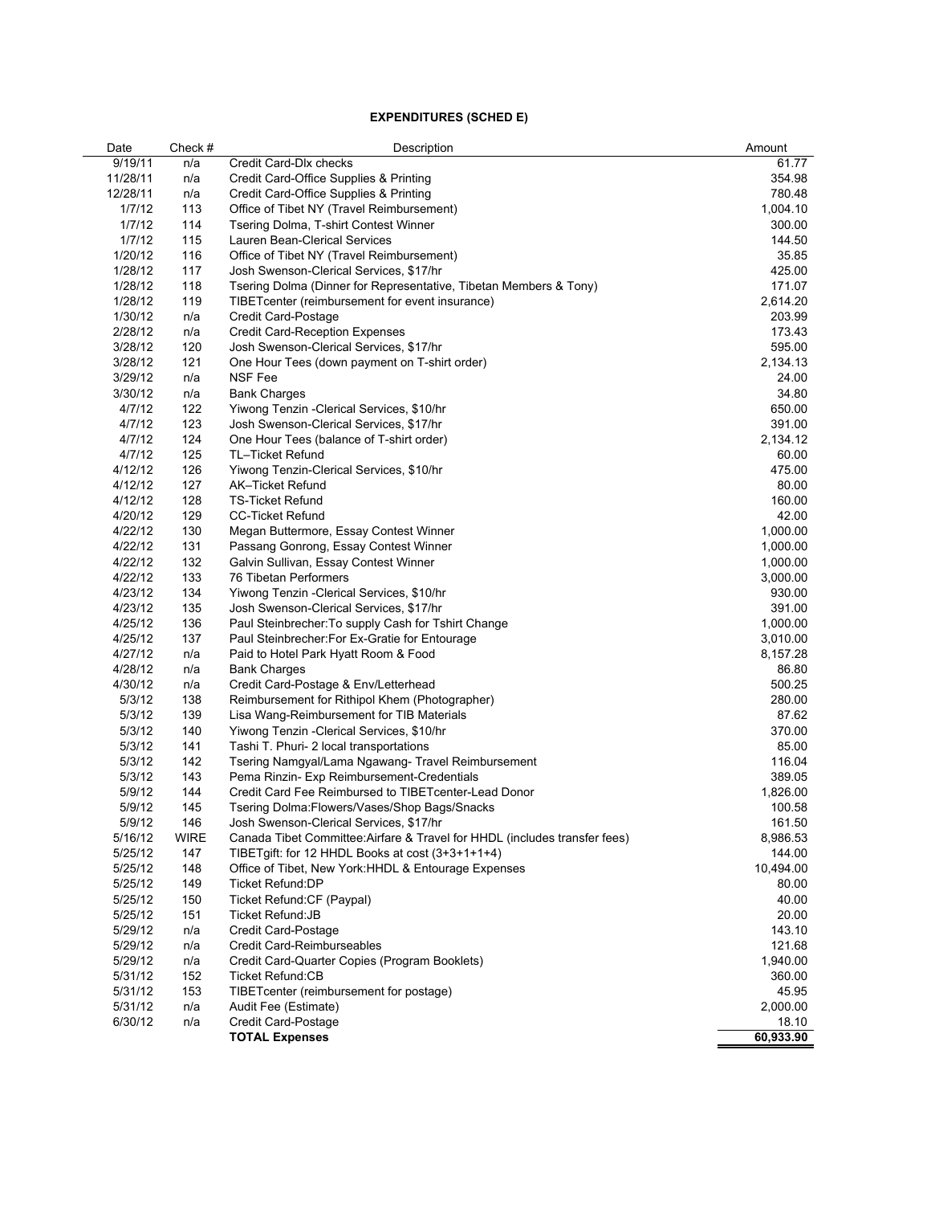**EXPENDITURES (SCHED E)**

| Date | Check # | Description | Amount |
|---|---|---|---|
| 9/19/11 | n/a | Credit Card-Dlx checks | 61.77 |
| 11/28/11 | n/a | Credit Card-Office Supplies & Printing | 354.98 |
| 12/28/11 | n/a | Credit Card-Office Supplies & Printing | 780.48 |
| 1/7/12 | 113 | Office of Tibet NY (Travel Reimbursement) | 1,004.10 |
| 1/7/12 | 114 | Tsering Dolma, T-shirt Contest Winner | 300.00 |
| 1/7/12 | 115 | Lauren Bean-Clerical Services | 144.50 |
| 1/20/12 | 116 | Office of Tibet NY (Travel Reimbursement) | 35.85 |
| 1/28/12 | 117 | Josh Swenson-Clerical Services, $17/hr | 425.00 |
| 1/28/12 | 118 | Tsering Dolma (Dinner for Representative, Tibetan Members & Tony) | 171.07 |
| 1/28/12 | 119 | TIBETcenter (reimbursement for event insurance) | 2,614.20 |
| 1/30/12 | n/a | Credit Card-Postage | 203.99 |
| 2/28/12 | n/a | Credit Card-Reception Expenses | 173.43 |
| 3/28/12 | 120 | Josh Swenson-Clerical Services, $17/hr | 595.00 |
| 3/28/12 | 121 | One Hour Tees (down payment on T-shirt order) | 2,134.13 |
| 3/29/12 | n/a | NSF Fee | 24.00 |
| 3/30/12 | n/a | Bank Charges | 34.80 |
| 4/7/12 | 122 | Yiwong Tenzin -Clerical Services, $10/hr | 650.00 |
| 4/7/12 | 123 | Josh Swenson-Clerical Services, $17/hr | 391.00 |
| 4/7/12 | 124 | One Hour Tees (balance of T-shirt order) | 2,134.12 |
| 4/7/12 | 125 | TL–Ticket Refund | 60.00 |
| 4/12/12 | 126 | Yiwong Tenzin-Clerical Services, $10/hr | 475.00 |
| 4/12/12 | 127 | AK–Ticket Refund | 80.00 |
| 4/12/12 | 128 | TS-Ticket Refund | 160.00 |
| 4/20/12 | 129 | CC-Ticket Refund | 42.00 |
| 4/22/12 | 130 | Megan Buttermore, Essay Contest Winner | 1,000.00 |
| 4/22/12 | 131 | Passang Gonrong, Essay Contest Winner | 1,000.00 |
| 4/22/12 | 132 | Galvin Sullivan, Essay Contest Winner | 1,000.00 |
| 4/22/12 | 133 | 76 Tibetan Performers | 3,000.00 |
| 4/23/12 | 134 | Yiwong Tenzin -Clerical Services, $10/hr | 930.00 |
| 4/23/12 | 135 | Josh Swenson-Clerical Services, $17/hr | 391.00 |
| 4/25/12 | 136 | Paul Steinbrecher:To supply Cash for Tshirt Change | 1,000.00 |
| 4/25/12 | 137 | Paul Steinbrecher:For Ex-Gratie for Entourage | 3,010.00 |
| 4/27/12 | n/a | Paid to Hotel Park Hyatt Room & Food | 8,157.28 |
| 4/28/12 | n/a | Bank Charges | 86.80 |
| 4/30/12 | n/a | Credit Card-Postage & Env/Letterhead | 500.25 |
| 5/3/12 | 138 | Reimbursement for Rithipol Khem (Photographer) | 280.00 |
| 5/3/12 | 139 | Lisa Wang-Reimbursement for TIB Materials | 87.62 |
| 5/3/12 | 140 | Yiwong Tenzin -Clerical Services, $10/hr | 370.00 |
| 5/3/12 | 141 | Tashi T. Phuri- 2 local transportations | 85.00 |
| 5/3/12 | 142 | Tsering Namgyal/Lama Ngawang- Travel Reimbursement | 116.04 |
| 5/3/12 | 143 | Pema Rinzin- Exp Reimbursement-Credentials | 389.05 |
| 5/9/12 | 144 | Credit Card Fee Reimbursed to TIBETcenter-Lead Donor | 1,826.00 |
| 5/9/12 | 145 | Tsering Dolma:Flowers/Vases/Shop Bags/Snacks | 100.58 |
| 5/9/12 | 146 | Josh Swenson-Clerical Services, $17/hr | 161.50 |
| 5/16/12 | WIRE | Canada Tibet Committee:Airfare & Travel for HHDL (includes transfer fees) | 8,986.53 |
| 5/25/12 | 147 | TIBETgift: for 12 HHDL Books at cost (3+3+1+1+4) | 144.00 |
| 5/25/12 | 148 | Office of Tibet, New York:HHDL & Entourage Expenses | 10,494.00 |
| 5/25/12 | 149 | Ticket Refund:DP | 80.00 |
| 5/25/12 | 150 | Ticket Refund:CF (Paypal) | 40.00 |
| 5/25/12 | 151 | Ticket Refund:JB | 20.00 |
| 5/29/12 | n/a | Credit Card-Postage | 143.10 |
| 5/29/12 | n/a | Credit Card-Reimburseables | 121.68 |
| 5/29/12 | n/a | Credit Card-Quarter Copies (Program Booklets) | 1,940.00 |
| 5/31/12 | 152 | Ticket Refund:CB | 360.00 |
| 5/31/12 | 153 | TIBETcenter (reimbursement for postage) | 45.95 |
| 5/31/12 | n/a | Audit Fee (Estimate) | 2,000.00 |
| 6/30/12 | n/a | Credit Card-Postage | 18.10 |
| | | **TOTAL Expenses** | **60,933.90** |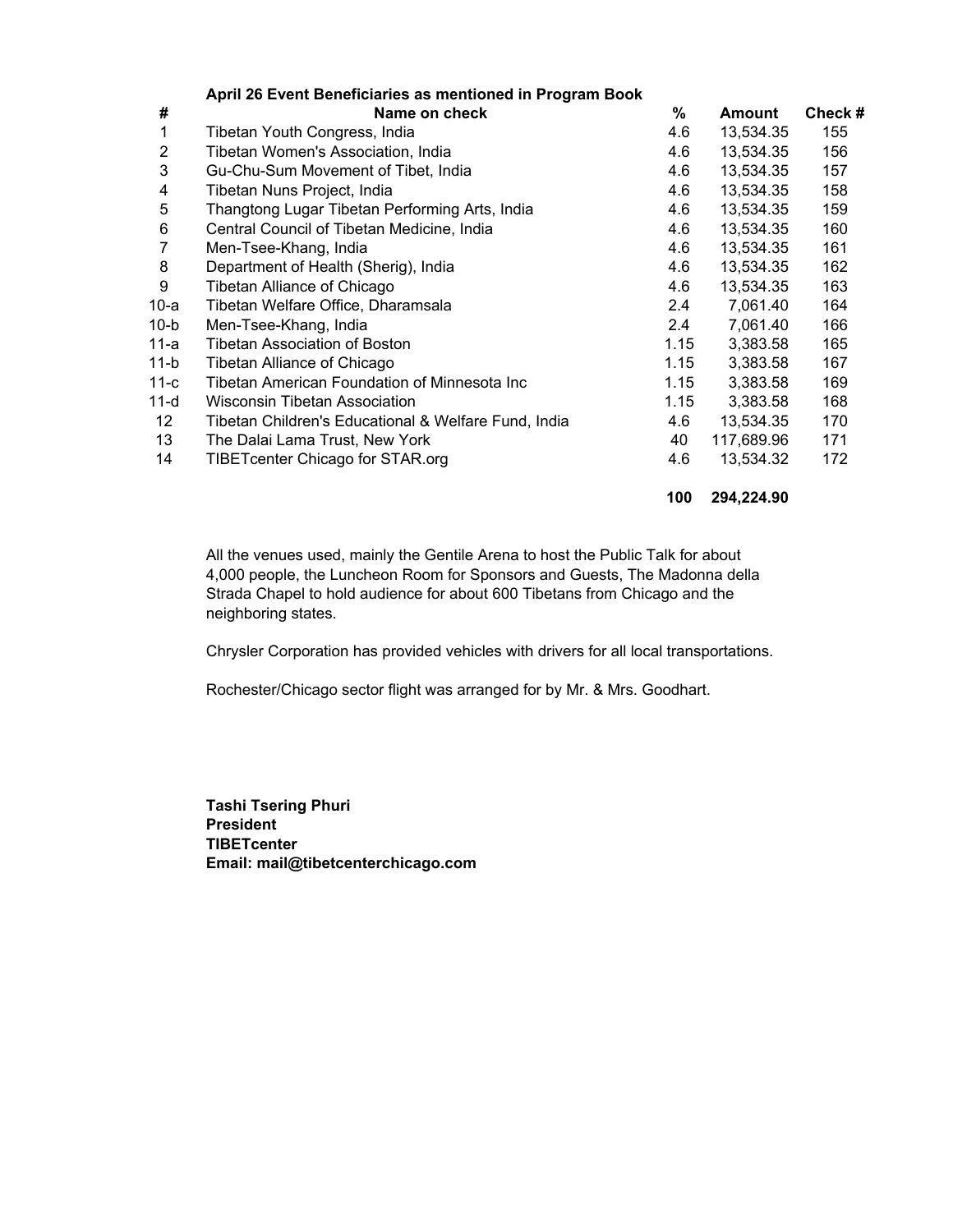**April 26 Event Beneficiaries as mentioned in Program Book**

| # | Name on check | % | Amount | Check # |
|---|---|---|---|---|
| 1 | Tibetan Youth Congress, India | 4.6 | 13,534.35 | 155 |
| 2 | Tibetan Women's Association, India | 4.6 | 13,534.35 | 156 |
| 3 | Gu-Chu-Sum Movement of Tibet, India | 4.6 | 13,534.35 | 157 |
| 4 | Tibetan Nuns Project, India | 4.6 | 13,534.35 | 158 |
| 5 | Thangtong Lugar Tibetan Performing Arts, India | 4.6 | 13,534.35 | 159 |
| 6 | Central Council of Tibetan Medicine, India | 4.6 | 13,534.35 | 160 |
| 7 | Men-Tsee-Khang, India | 4.6 | 13,534.35 | 161 |
| 8 | Department of Health (Sherig), India | 4.6 | 13,534.35 | 162 |
| 9 | Tibetan Alliance of Chicago | 4.6 | 13,534.35 | 163 |
| 10-a | Tibetan Welfare Office, Dharamsala | 2.4 | 7,061.40 | 164 |
| 10-b | Men-Tsee-Khang, India | 2.4 | 7,061.40 | 166 |
| 11-a | Tibetan Association of Boston | 1.15 | 3,383.58 | 165 |
| 11-b | Tibetan Alliance of Chicago | 1.15 | 3,383.58 | 167 |
| 11-c | Tibetan American Foundation of Minnesota Inc | 1.15 | 3,383.58 | 169 |
| 11-d | Wisconsin Tibetan Association | 1.15 | 3,383.58 | 168 |
| 12 | Tibetan Children's Educational & Welfare Fund, India | 4.6 | 13,534.35 | 170 |
| 13 | The Dalai Lama Trust, New York | 40 | 117,689.96 | 171 |
| 14 | TIBETcenter Chicago for STAR.org | 4.6 | 13,534.32 | 172 |
| | | **100** | **294,224.90** | |

All the venues used, mainly the Gentile Arena to host the Public Talk for about 4,000 people, the Luncheon Room for Sponsors and Guests, The Madonna della Strada Chapel to hold audience for about 600 Tibetans from Chicago and the neighboring states.

Chrysler Corporation has provided vehicles with drivers for all local transportations.

Rochester/Chicago sector flight was arranged for by Mr. & Mrs. Goodhart.

**Tashi Tsering Phuri**
**President**
**TIBETcenter**
**Email: mail@tibetcenterchicago.com**